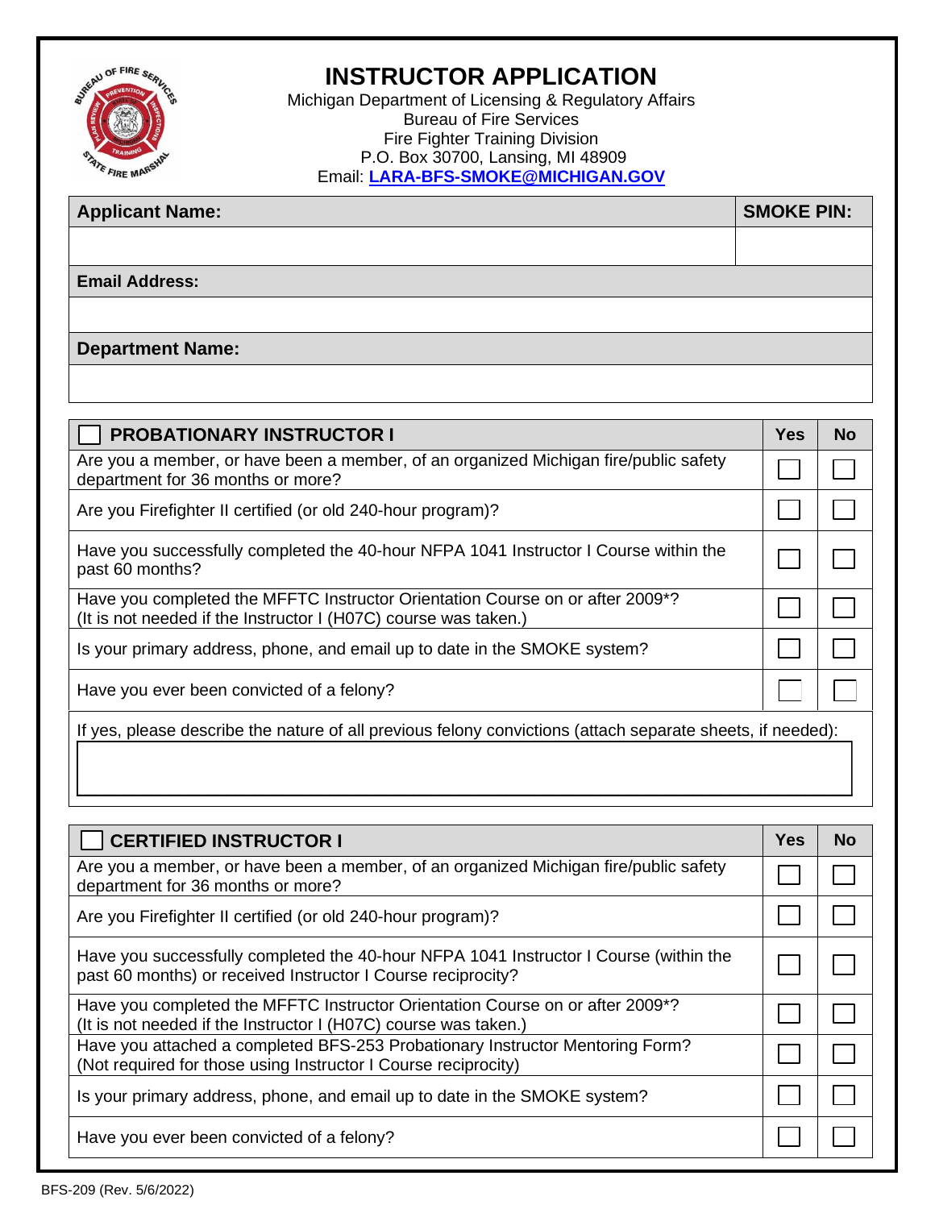# INSTRUCTOR APPLICATION

Michigan Department of Licensing & Regulatory Affairs
Bureau of Fire Services
Fire Fighter Training Division
P.O. Box 30700, Lansing, MI 48909
Email: LARA-BFS-SMOKE@MICHIGAN.GOV

| Applicant Name: | SMOKE PIN: |
|---|---|
| | |

| Email Address: |
|---|
| |

| Department Name: |
|---|
| |

| ☐ PROBATIONARY INSTRUCTOR I | Yes | No |
|---|---|---|
| Are you a member, or have been a member, of an organized Michigan fire/public safety department for 36 months or more? | ☐ | ☐ |
| Are you Firefighter II certified (or old 240-hour program)? | ☐ | ☐ |
| Have you successfully completed the 40-hour NFPA 1041 Instructor I Course within the past 60 months? | ☐ | ☐ |
| Have you completed the MFFTC Instructor Orientation Course on or after 2009*? (It is not needed if the Instructor I (H07C) course was taken.) | ☐ | ☐ |
| Is your primary address, phone, and email up to date in the SMOKE system? | ☐ | ☐ |
| Have you ever been convicted of a felony? | ☐ | ☐ |

If yes, please describe the nature of all previous felony convictions (attach separate sheets, if needed):

| ☐ CERTIFIED INSTRUCTOR I | Yes | No |
|---|---|---|
| Are you a member, or have been a member, of an organized Michigan fire/public safety department for 36 months or more? | ☐ | ☐ |
| Are you Firefighter II certified (or old 240-hour program)? | ☐ | ☐ |
| Have you successfully completed the 40-hour NFPA 1041 Instructor I Course (within the past 60 months) or received Instructor I Course reciprocity? | ☐ | ☐ |
| Have you completed the MFFTC Instructor Orientation Course on or after 2009*? (It is not needed if the Instructor I (H07C) course was taken.) | ☐ | ☐ |
| Have you attached a completed BFS-253 Probationary Instructor Mentoring Form? (Not required for those using Instructor I Course reciprocity) | ☐ | ☐ |
| Is your primary address, phone, and email up to date in the SMOKE system? | ☐ | ☐ |
| Have you ever been convicted of a felony? | ☐ | ☐ |

BFS-209 (Rev. 5/6/2022)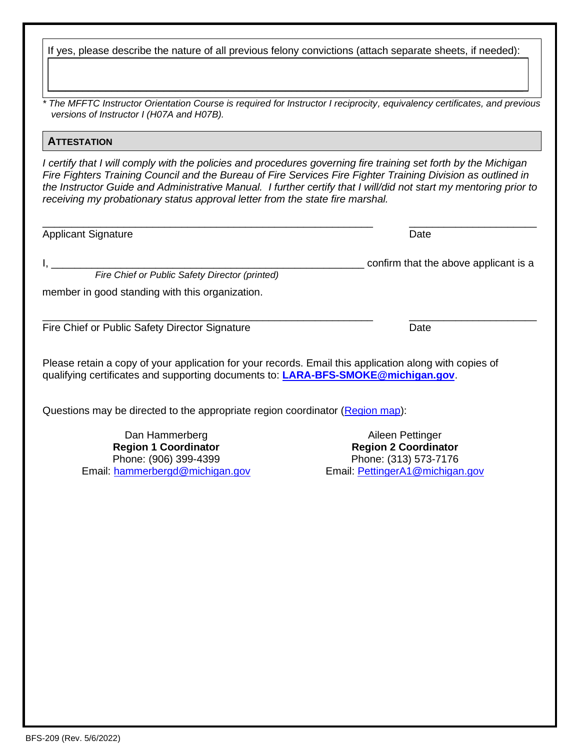If yes, please describe the nature of all previous felony convictions (attach separate sheets, if needed):

*\* The MFFTC Instructor Orientation Course is required for Instructor I reciprocity, equivalency certificates, and previous versions of Instructor I (H07A and H07B).*

## ATTESTATION

*I certify that I will comply with the policies and procedures governing fire training set forth by the Michigan Fire Fighters Training Council and the Bureau of Fire Services Fire Fighter Training Division as outlined in the Instructor Guide and Administrative Manual. I further certify that I will/did not start my mentoring prior to receiving my probationary status approval letter from the state fire marshal.*

____________________________________________________________ ______________________

Applicant Signature Date

I, ________________________________________________________ confirm that the above applicant is a

*Fire Chief or Public Safety Director (printed)*

member in good standing with this organization.

____________________________________________________________ ______________________

Fire Chief or Public Safety Director Signature Date

Please retain a copy of your application for your records. Email this application along with copies of qualifying certificates and supporting documents to: **LARA-BFS-SMOKE@michigan.gov**.

Questions may be directed to the appropriate region coordinator (Region map):

Dan Hammerberg
**Region 1 Coordinator**
Phone: (906) 399-4399
Email: hammerbergd@michigan.gov

Aileen Pettinger
**Region 2 Coordinator**
Phone: (313) 573-7176
Email: PettingerA1@michigan.gov

BFS-209 (Rev. 5/6/2022)